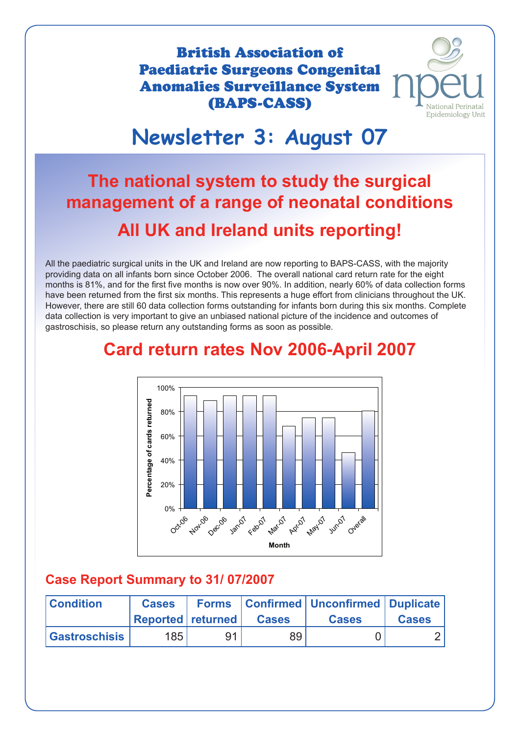# British Association of Paediatric Surgeons Congenital Anomalies Surveillance System (BAPS-CASS)

National Perinatal Epidemiology Unit

# Newsletter 3: August 07

## The national system to study the surgical management of a range of neonatal conditions

## All UK and Ireland units reporting!

All the paediatric surgical units in the UK and Ireland are now reporting to BAPS-CASS, with the majority providing data on all infants born since October 2006. The overall national card return rate for the eight months is 81%, and for the first five months is now over 90%. In addition, nearly 60% of data collection forms have been returned from the first six months. This represents a huge effort from clinicians throughout the UK. However, there are still 60 data collection forms outstanding for infants born during this six months. Complete data collection is very important to give an unbiased national picture of the incidence and outcomes of gastroschisis, so please return any outstanding forms as soon as possible.

## Card return rates Nov 2006-April 2007

| Month | Percentage of cards returned |
|---|---|
| Oct-06 | ~93% |
| Nov-06 | ~89% |
| Dec-06 | ~93% |
| Jan-07 | ~93% |
| Feb-07 | ~93% |
| Mar-07 | ~68% |
| Apr-07 | ~75% |
| May-07 | ~75% |
| Jun-07 | ~46% |
| Overall | ~81% |

### Case Report Summary to 31/ 07/2007

| Condition | Cases Reported | Forms returned | Confirmed Cases | Unconfirmed Cases | Duplicate Cases |
|---|---|---|---|---|---|
| Gastroschisis | 185 | 91 | 89 | 0 | 2 |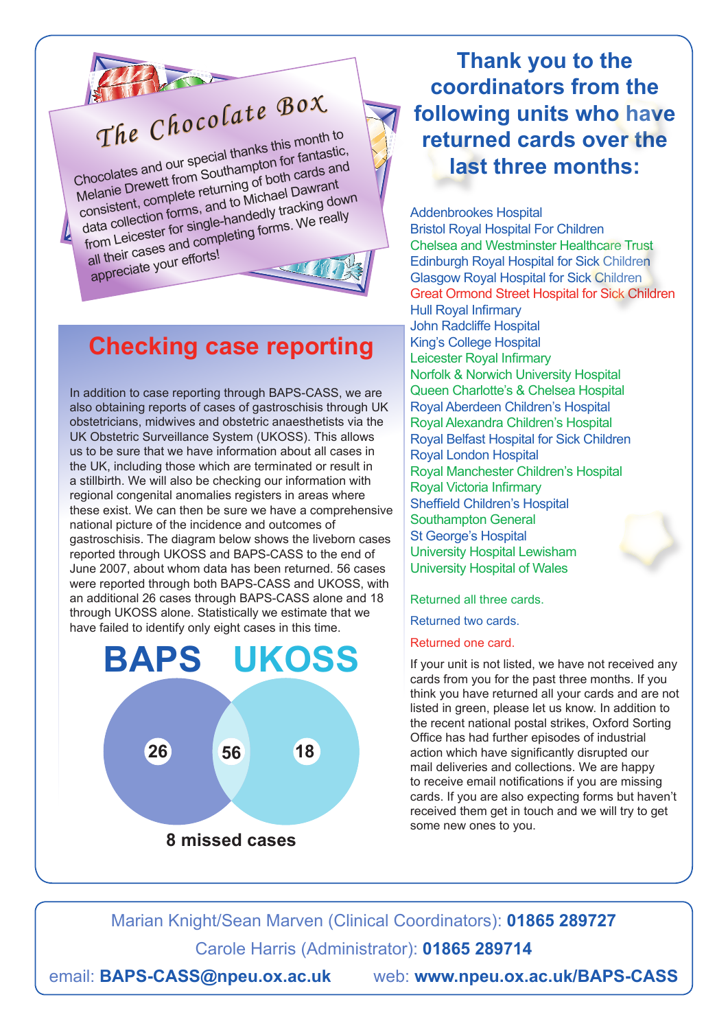## The Chocolate Box

Chocolates and our special thanks this month to Melanie Drewett from Southampton for fantastic, consistent, complete returning of both cards and data collection forms, and to Michael Dawrant from Leicester for single-handedly tracking down all their cases and completing forms. We really appreciate your efforts!

## Checking case reporting

In addition to case reporting through BAPS-CASS, we are also obtaining reports of cases of gastroschisis through UK obstetricians, midwives and obstetric anaesthetists via the UK Obstetric Surveillance System (UKOSS). This allows us to be sure that we have information about all cases in the UK, including those which are terminated or result in a stillbirth. We will also be checking our information with regional congenital anomalies registers in areas where these exist. We can then be sure we have a comprehensive national picture of the incidence and outcomes of gastroschisis. The diagram below shows the liveborn cases reported through UKOSS and BAPS-CASS to the end of June 2007, about whom data has been returned. 56 cases were reported through both BAPS-CASS and UKOSS, with an additional 26 cases through BAPS-CASS alone and 18 through UKOSS alone. Statistically we estimate that we have failed to identify only eight cases in this time.

BAPS UKOSS

26 56 18

8 missed cases

## Thank you to the coordinators from the following units who have returned cards over the last three months:

- Addenbrookes Hospital
- Bristol Royal Hospital For Children
- Chelsea and Westminster Healthcare Trust
- Edinburgh Royal Hospital for Sick Children
- Glasgow Royal Hospital for Sick Children
- Great Ormond Street Hospital for Sick Children
- Hull Royal Infirmary
- John Radcliffe Hospital
- King's College Hospital
- Leicester Royal Infirmary
- Norfolk & Norwich University Hospital
- Queen Charlotte's & Chelsea Hospital
- Royal Aberdeen Children's Hospital
- Royal Alexandra Children's Hospital
- Royal Belfast Hospital for Sick Children
- Royal London Hospital
- Royal Manchester Children's Hospital
- Royal Victoria Infirmary
- Sheffield Children's Hospital
- Southampton General
- St George's Hospital
- University Hospital Lewisham
- University Hospital of Wales

Returned all three cards.

Returned two cards.

Returned one card.

If your unit is not listed, we have not received any cards from you for the past three months. If you think you have returned all your cards and are not listed in green, please let us know. In addition to the recent national postal strikes, Oxford Sorting Office has had further episodes of industrial action which have significantly disrupted our mail deliveries and collections. We are happy to receive email notifications if you are missing cards. If you are also expecting forms but haven't received them get in touch and we will try to get some new ones to you.

Marian Knight/Sean Marven (Clinical Coordinators): **01865 289727**

Carole Harris (Administrator): **01865 289714**

email: **BAPS-CASS@npeu.ox.ac.uk** web: **www.npeu.ox.ac.uk/BAPS-CASS**